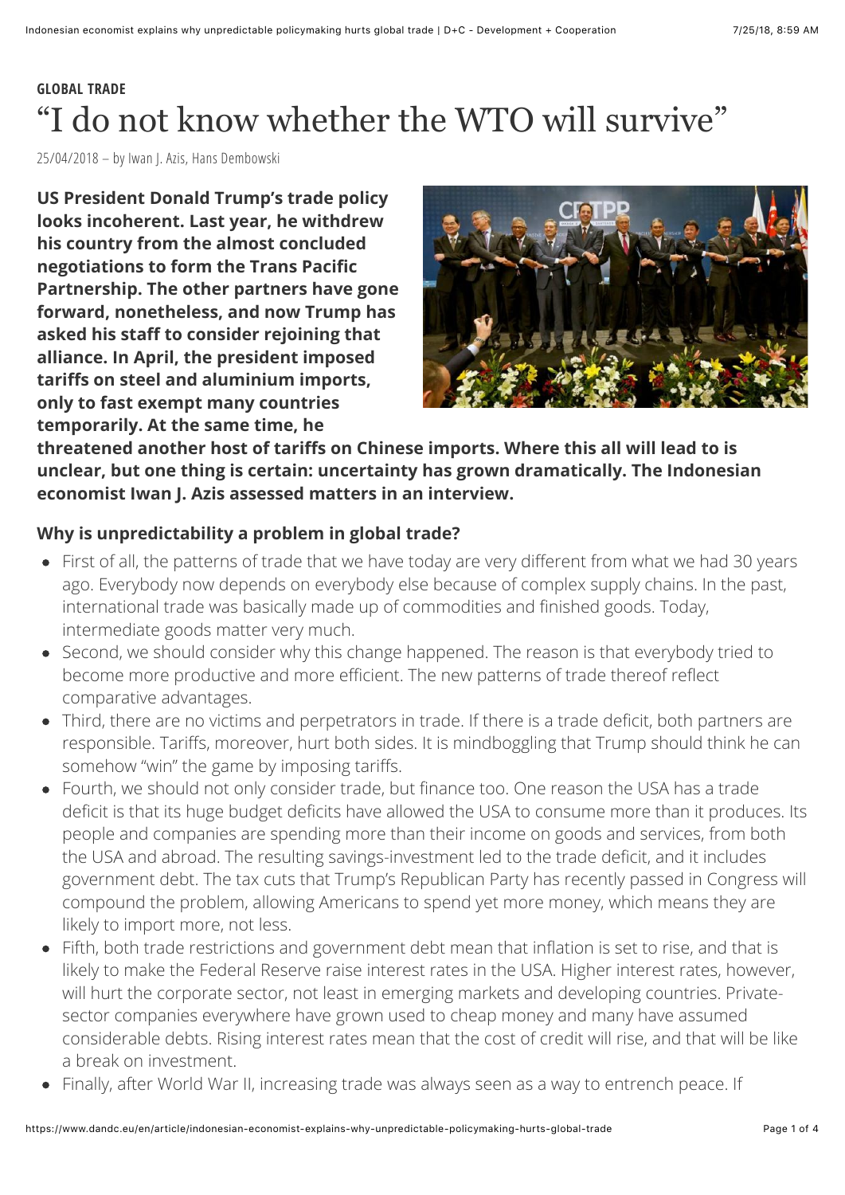**GLOBAL TRADE**

# "I do not know whether the WTO will survive"

25/04/2018 – by Iwan J. Azis, Hans Dembowski

**US President Donald Trump's trade policy looks incoherent. Last year, he withdrew his country from the almost concluded negotiations to form the Trans Pacific Partnership. The other partners have gone forward, nonetheless, and now Trump has asked his staff to consider rejoining that alliance. In April, the president imposed tariffs on steel and aluminium imports, only to fast exempt many countries temporarily. At the same time, he threatened another host of tariffs on Chinese imports. Where this all will lead to is unclear, but one thing is certain: uncertainty has grown dramatically. The Indonesian economist Iwan J. Azis assessed matters in an interview.**

### Why is unpredictability a problem in global trade?

- First of all, the patterns of trade that we have today are very different from what we had 30 years ago. Everybody now depends on everybody else because of complex supply chains. In the past, international trade was basically made up of commodities and finished goods. Today, intermediate goods matter very much.
- Second, we should consider why this change happened. The reason is that everybody tried to become more productive and more efficient. The new patterns of trade thereof reflect comparative advantages.
- Third, there are no victims and perpetrators in trade. If there is a trade deficit, both partners are responsible. Tariffs, moreover, hurt both sides. It is mindboggling that Trump should think he can somehow "win" the game by imposing tariffs.
- Fourth, we should not only consider trade, but finance too. One reason the USA has a trade deficit is that its huge budget deficits have allowed the USA to consume more than it produces. Its people and companies are spending more than their income on goods and services, from both the USA and abroad. The resulting savings-investment led to the trade deficit, and it includes government debt. The tax cuts that Trump's Republican Party has recently passed in Congress will compound the problem, allowing Americans to spend yet more money, which means they are likely to import more, not less.
- Fifth, both trade restrictions and government debt mean that inflation is set to rise, and that is likely to make the Federal Reserve raise interest rates in the USA. Higher interest rates, however, will hurt the corporate sector, not least in emerging markets and developing countries. Private-sector companies everywhere have grown used to cheap money and many have assumed considerable debts. Rising interest rates mean that the cost of credit will rise, and that will be like a break on investment.
- Finally, after World War II, increasing trade was always seen as a way to entrench peace. If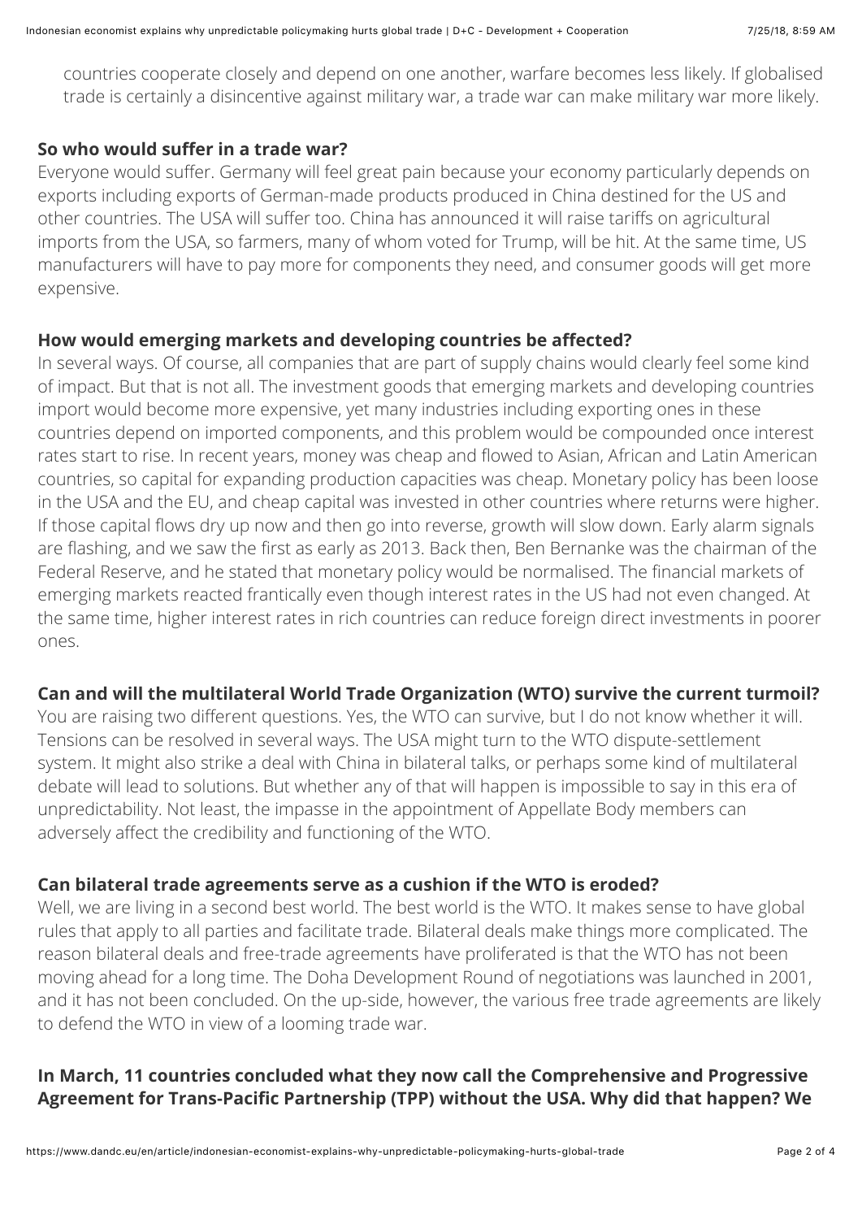countries cooperate closely and depend on one another, warfare becomes less likely. If globalised trade is certainly a disincentive against military war, a trade war can make military war more likely.

**So who would suffer in a trade war?**

Everyone would suffer. Germany will feel great pain because your economy particularly depends on exports including exports of German-made products produced in China destined for the US and other countries. The USA will suffer too. China has announced it will raise tariffs on agricultural imports from the USA, so farmers, many of whom voted for Trump, will be hit. At the same time, US manufacturers will have to pay more for components they need, and consumer goods will get more expensive.

**How would emerging markets and developing countries be affected?**

In several ways. Of course, all companies that are part of supply chains would clearly feel some kind of impact. But that is not all. The investment goods that emerging markets and developing countries import would become more expensive, yet many industries including exporting ones in these countries depend on imported components, and this problem would be compounded once interest rates start to rise. In recent years, money was cheap and flowed to Asian, African and Latin American countries, so capital for expanding production capacities was cheap. Monetary policy has been loose in the USA and the EU, and cheap capital was invested in other countries where returns were higher. If those capital flows dry up now and then go into reverse, growth will slow down. Early alarm signals are flashing, and we saw the first as early as 2013. Back then, Ben Bernanke was the chairman of the Federal Reserve, and he stated that monetary policy would be normalised. The financial markets of emerging markets reacted frantically even though interest rates in the US had not even changed. At the same time, higher interest rates in rich countries can reduce foreign direct investments in poorer ones.

**Can and will the multilateral World Trade Organization (WTO) survive the current turmoil?**

You are raising two different questions. Yes, the WTO can survive, but I do not know whether it will. Tensions can be resolved in several ways. The USA might turn to the WTO dispute-settlement system. It might also strike a deal with China in bilateral talks, or perhaps some kind of multilateral debate will lead to solutions. But whether any of that will happen is impossible to say in this era of unpredictability. Not least, the impasse in the appointment of Appellate Body members can adversely affect the credibility and functioning of the WTO.

**Can bilateral trade agreements serve as a cushion if the WTO is eroded?**

Well, we are living in a second best world. The best world is the WTO. It makes sense to have global rules that apply to all parties and facilitate trade. Bilateral deals make things more complicated. The reason bilateral deals and free-trade agreements have proliferated is that the WTO has not been moving ahead for a long time. The Doha Development Round of negotiations was launched in 2001, and it has not been concluded. On the up-side, however, the various free trade agreements are likely to defend the WTO in view of a looming trade war.

**In March, 11 countries concluded what they now call the Comprehensive and Progressive Agreement for Trans-Pacific Partnership (TPP) without the USA. Why did that happen? We**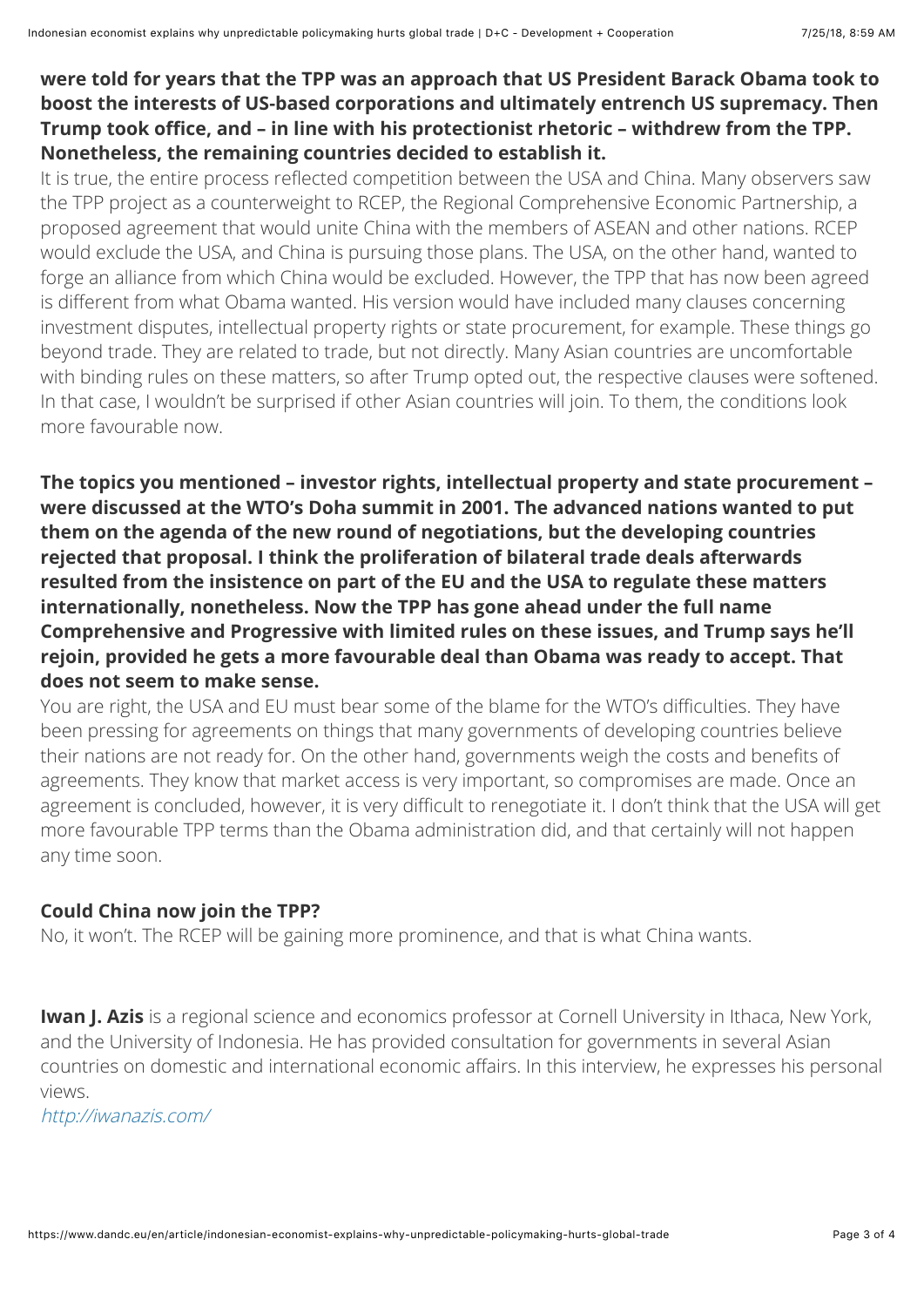**were told for years that the TPP was an approach that US President Barack Obama took to boost the interests of US-based corporations and ultimately entrench US supremacy. Then Trump took office, and – in line with his protectionist rhetoric – withdrew from the TPP. Nonetheless, the remaining countries decided to establish it.**

It is true, the entire process reflected competition between the USA and China. Many observers saw the TPP project as a counterweight to RCEP, the Regional Comprehensive Economic Partnership, a proposed agreement that would unite China with the members of ASEAN and other nations. RCEP would exclude the USA, and China is pursuing those plans. The USA, on the other hand, wanted to forge an alliance from which China would be excluded. However, the TPP that has now been agreed is different from what Obama wanted. His version would have included many clauses concerning investment disputes, intellectual property rights or state procurement, for example. These things go beyond trade. They are related to trade, but not directly. Many Asian countries are uncomfortable with binding rules on these matters, so after Trump opted out, the respective clauses were softened. In that case, I wouldn't be surprised if other Asian countries will join. To them, the conditions look more favourable now.

**The topics you mentioned – investor rights, intellectual property and state procurement – were discussed at the WTO's Doha summit in 2001. The advanced nations wanted to put them on the agenda of the new round of negotiations, but the developing countries rejected that proposal. I think the proliferation of bilateral trade deals afterwards resulted from the insistence on part of the EU and the USA to regulate these matters internationally, nonetheless. Now the TPP has gone ahead under the full name Comprehensive and Progressive with limited rules on these issues, and Trump says he'll rejoin, provided he gets a more favourable deal than Obama was ready to accept. That does not seem to make sense.**

You are right, the USA and EU must bear some of the blame for the WTO's difficulties. They have been pressing for agreements on things that many governments of developing countries believe their nations are not ready for. On the other hand, governments weigh the costs and benefits of agreements. They know that market access is very important, so compromises are made. Once an agreement is concluded, however, it is very difficult to renegotiate it. I don't think that the USA will get more favourable TPP terms than the Obama administration did, and that certainly will not happen any time soon.

**Could China now join the TPP?**

No, it won't. The RCEP will be gaining more prominence, and that is what China wants.

**Iwan J. Azis** is a regional science and economics professor at Cornell University in Ithaca, New York, and the University of Indonesia. He has provided consultation for governments in several Asian countries on domestic and international economic affairs. In this interview, he expresses his personal views.

*http://iwanazis.com/*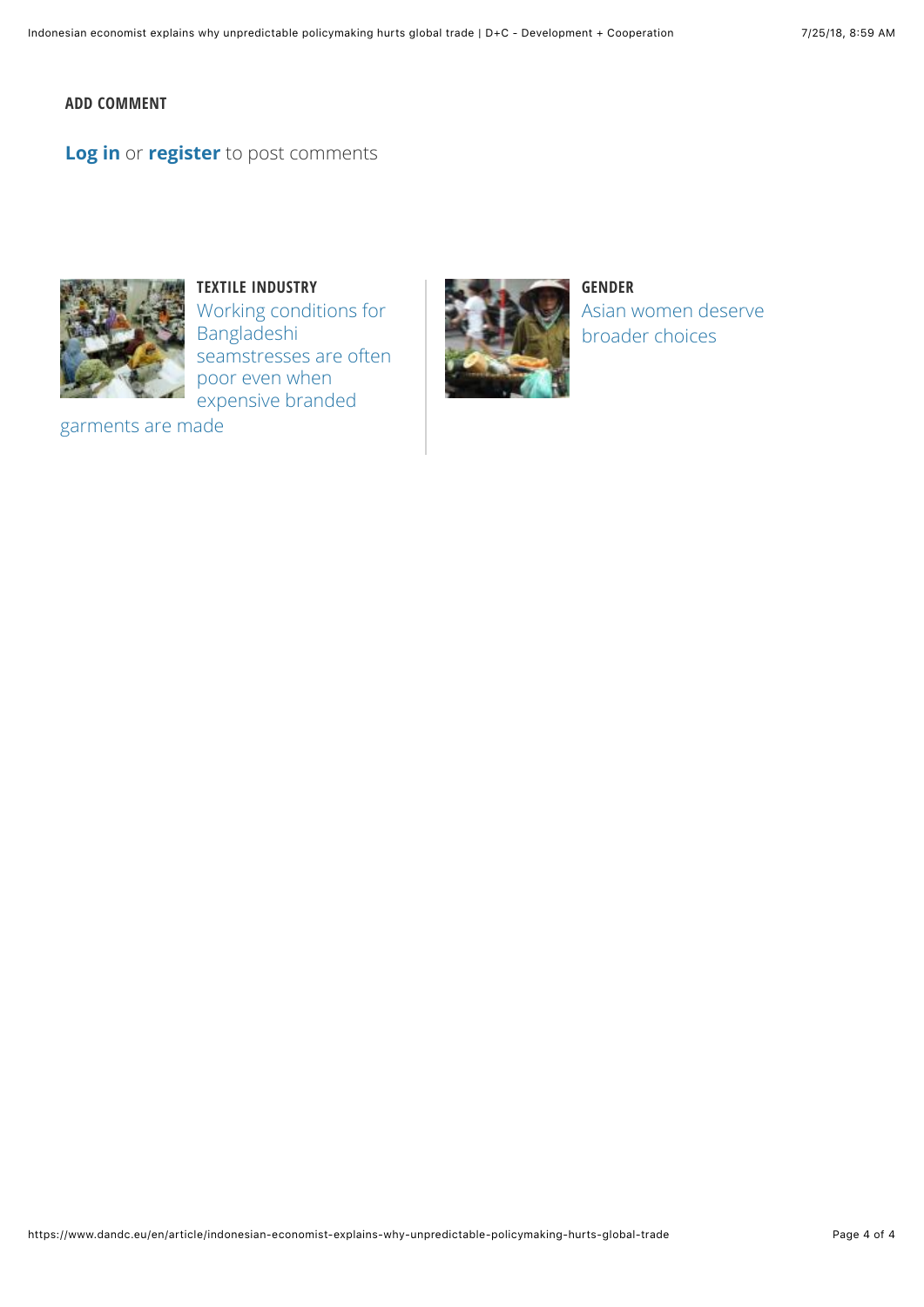**ADD COMMENT**

**Log in** or **register** to post comments

**TEXTILE INDUSTRY**
Working conditions for Bangladeshi seamstresses are often poor even when expensive branded garments are made

**GENDER**
Asian women deserve broader choices